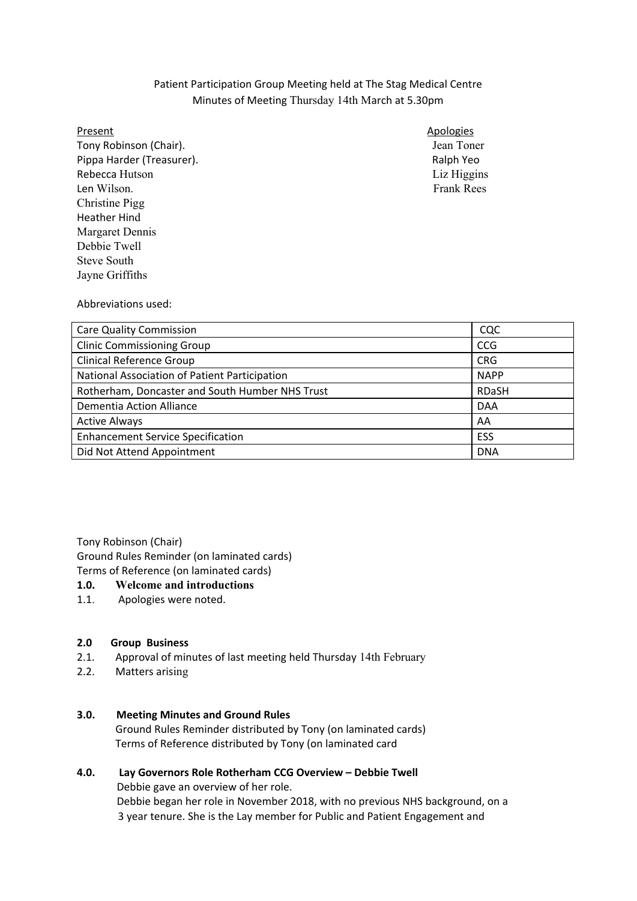Patient Participation Group Meeting held at The Stag Medical Centre
Minutes of Meeting Thursday 14th March at 5.30pm

Present
Tony Robinson (Chair).
Pippa Harder (Treasurer).
Rebecca Hutson
Len Wilson.
Christine Pigg
Heather Hind
Margaret Dennis
Debbie Twell
Steve South
Jayne Griffiths

Apologies
Jean Toner
Ralph Yeo
Liz Higgins
Frank Rees

Abbreviations used:

| | |
|---|---|
| Care Quality Commission | CQC |
| Clinic Commissioning Group | CCG |
| Clinical Reference Group | CRG |
| National Association of Patient Participation | NAPP |
| Rotherham, Doncaster and South Humber NHS Trust | RDaSH |
| Dementia Action Alliance | DAA |
| Active Always | AA |
| Enhancement Service Specification | ESS |
| Did Not Attend Appointment | DNA |

Tony Robinson (Chair)
Ground Rules Reminder (on laminated cards)
Terms of Reference (on laminated cards)

**1.0. Welcome and introductions**

1.1. Apologies were noted.

**2.0 Group Business**

2.1. Approval of minutes of last meeting held Thursday 14th February

2.2. Matters arising

**3.0. Meeting Minutes and Ground Rules**

Ground Rules Reminder distributed by Tony (on laminated cards)
Terms of Reference distributed by Tony (on laminated card

**4.0. Lay Governors Role Rotherham CCG Overview – Debbie Twell**

Debbie gave an overview of her role.
Debbie began her role in November 2018, with no previous NHS background, on a 3 year tenure. She is the Lay member for Public and Patient Engagement and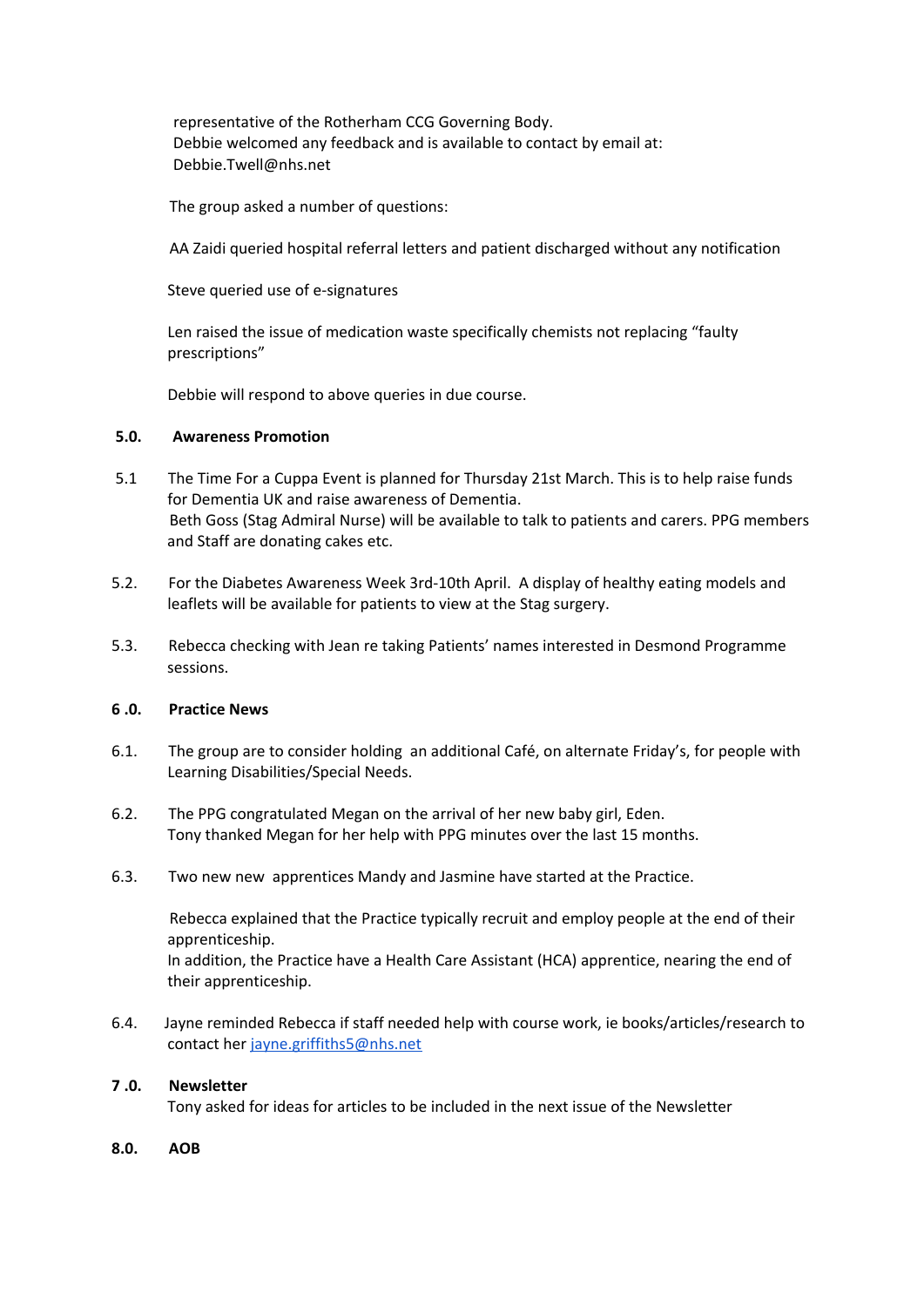representative of the Rotherham CCG Governing Body.
Debbie welcomed any feedback and is available to contact by email at: Debbie.Twell@nhs.net

The group asked a number of questions:

AA Zaidi queried hospital referral letters and patient discharged without any notification

Steve queried use of e-signatures

Len raised the issue of medication waste specifically chemists not replacing "faulty prescriptions"

Debbie will respond to above queries in due course.

**5.0. Awareness Promotion**

5.1 The Time For a Cuppa Event is planned for Thursday 21st March. This is to help raise funds for Dementia UK and raise awareness of Dementia.
Beth Goss (Stag Admiral Nurse) will be available to talk to patients and carers. PPG members and Staff are donating cakes etc.

5.2. For the Diabetes Awareness Week 3rd-10th April. A display of healthy eating models and leaflets will be available for patients to view at the Stag surgery.

5.3. Rebecca checking with Jean re taking Patients' names interested in Desmond Programme sessions.

**6 .0. Practice News**

6.1. The group are to consider holding an additional Café, on alternate Friday's, for people with Learning Disabilities/Special Needs.

6.2. The PPG congratulated Megan on the arrival of her new baby girl, Eden.
Tony thanked Megan for her help with PPG minutes over the last 15 months.

6.3. Two new new apprentices Mandy and Jasmine have started at the Practice.

Rebecca explained that the Practice typically recruit and employ people at the end of their apprenticeship.
In addition, the Practice have a Health Care Assistant (HCA) apprentice, nearing the end of their apprenticeship.

6.4. Jayne reminded Rebecca if staff needed help with course work, ie books/articles/research to contact her jayne.griffiths5@nhs.net

**7 .0. Newsletter**

Tony asked for ideas for articles to be included in the next issue of the Newsletter

**8.0. AOB**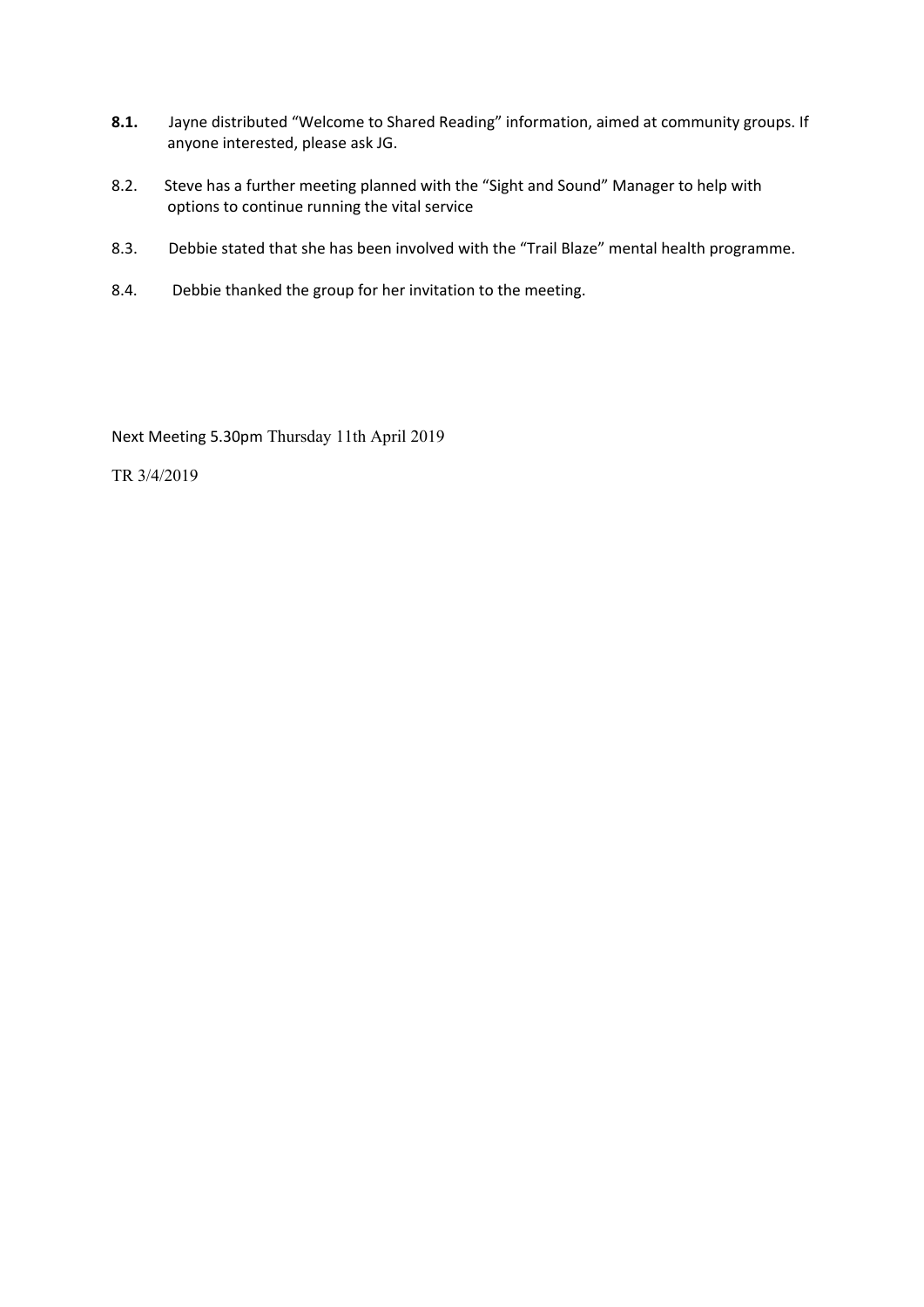**8.1.** Jayne distributed “Welcome to Shared Reading” information, aimed at community groups. If anyone interested, please ask JG.

8.2. Steve has a further meeting planned with the “Sight and Sound” Manager to help with options to continue running the vital service

8.3. Debbie stated that she has been involved with the “Trail Blaze” mental health programme.

8.4. Debbie thanked the group for her invitation to the meeting.

Next Meeting 5.30pm Thursday 11th April 2019

TR 3/4/2019